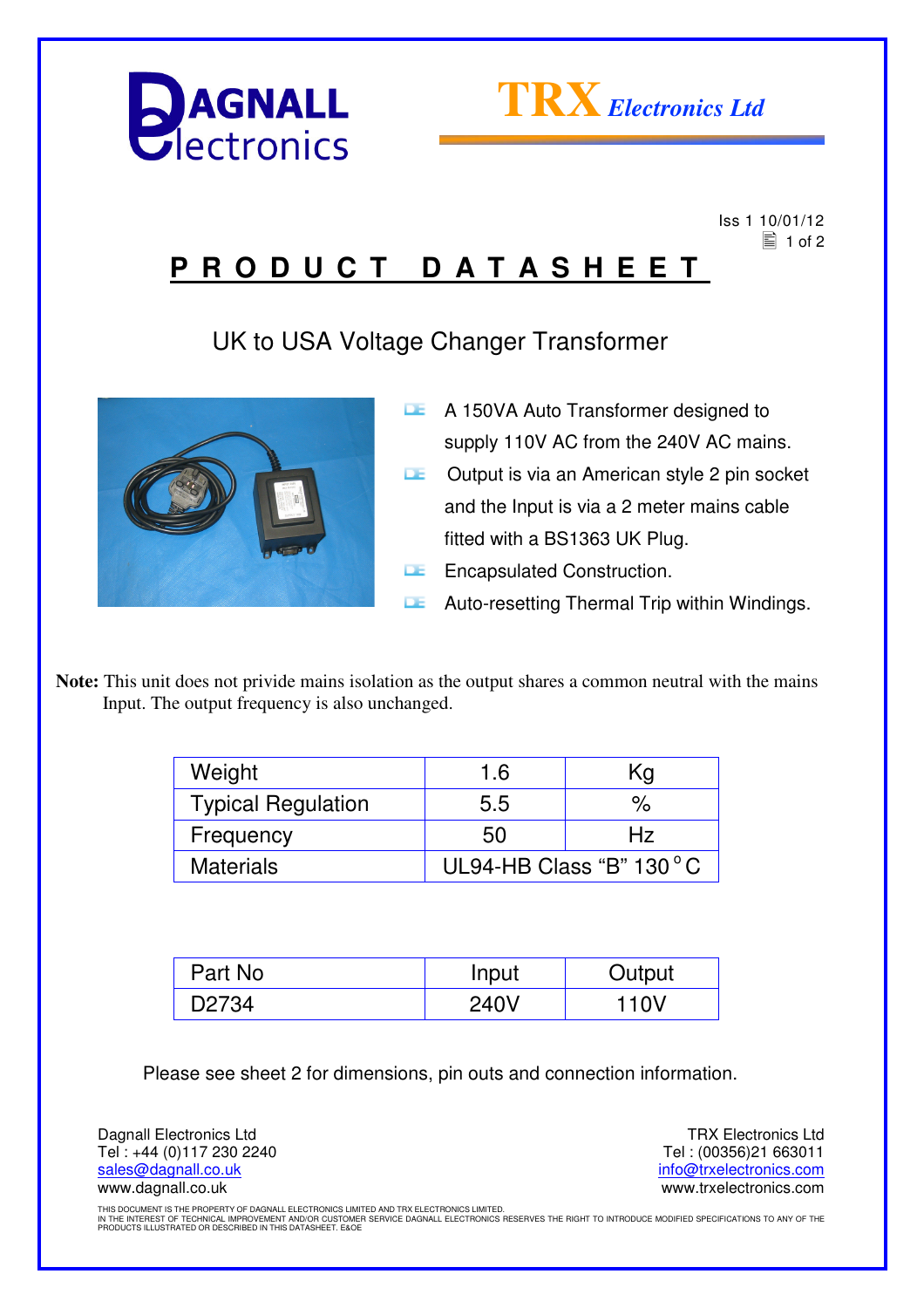DAGNALL Electronics

TRX Electronics Ltd

Iss 1 10/01/12

# PRODUCT DATASHEET

## UK to USA Voltage Changer Transformer

- A 150VA Auto Transformer designed to supply 110V AC from the 240V AC mains.
- Output is via an American style 2 pin socket and the Input is via a 2 meter mains cable fitted with a BS1363 UK Plug.
- Encapsulated Construction.
- Auto-resetting Thermal Trip within Windings.

**Note:** This unit does not privide mains isolation as the output shares a common neutral with the mains Input. The output frequency is also unchanged.

| Weight | 1.6 | Kg |
|---|---|---|
| Typical Regulation | 5.5 | % |
| Frequency | 50 | Hz |
| Materials | UL94-HB Class "B" 130 °C | |

| Part No | Input | Output |
|---|---|---|
| D2734 | 240V | 110V |

Please see sheet 2 for dimensions, pin outs and connection information.

Dagnall Electronics Ltd
Tel : +44 (0)117 230 2240
sales@dagnall.co.uk
www.dagnall.co.uk

TRX Electronics Ltd
Tel : (00356)21 663011
info@trxelectronics.com
www.trxelectronics.com

THIS DOCUMENT IS THE PROPERTY OF DAGNALL ELECTRONICS LIMITED AND TRX ELECTRONICS LIMITED.
IN THE INTEREST OF TECHNICAL IMPROVEMENT AND/OR CUSTOMER SERVICE DAGNALL ELECTRONICS RESERVES THE RIGHT TO INTRODUCE MODIFIED SPECIFICATIONS TO ANY OF THE PRODUCTS ILLUSTRATED OR DESCRIBED IN THIS DATASHEET. E&OE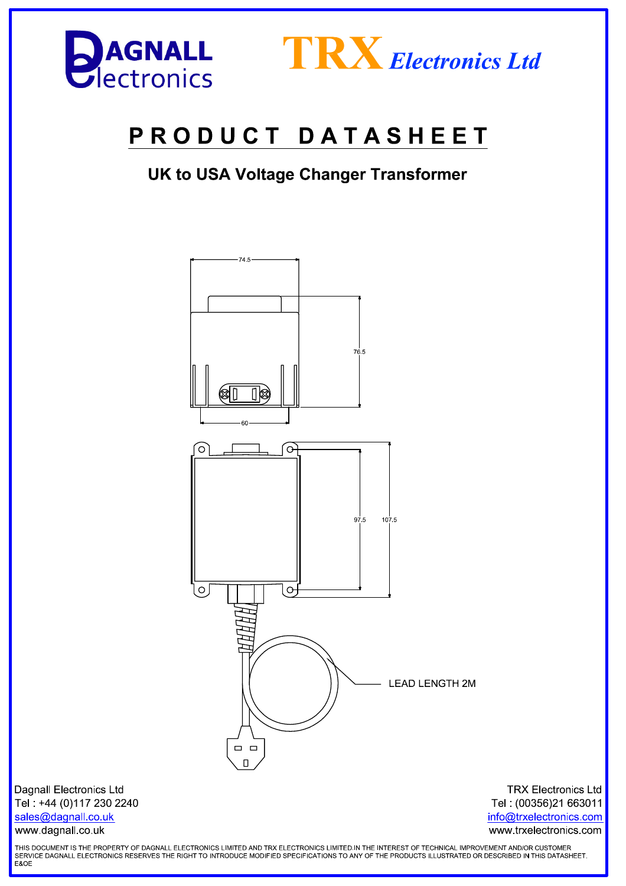DAGNALL Electronics

TRX *Electronics Ltd*

# PRODUCT DATASHEET

## UK to USA Voltage Changer Transformer

74.5

76.5

60

97.5

107.5

LEAD LENGTH 2M

Dagnall Electronics Ltd
Tel : +44 (0)117 230 2240
sales@dagnall.co.uk
www.dagnall.co.uk

TRX Electronics Ltd
Tel : (00356)21 663011
info@trxelectronics.com
www.trxelectronics.com

THIS DOCUMENT IS THE PROPERTY OF DAGNALL ELECTRONICS LIMITED AND TRX ELECTRONICS LIMITED.IN THE INTEREST OF TECHNICAL IMPROVEMENT AND/OR CUSTOMER SERVICE DAGNALL ELECTRONICS RESERVES THE RIGHT TO INTRODUCE MODIFIED SPECIFICATIONS TO ANY OF THE PRODUCTS ILLUSTRATED OR DESCRIBED IN THIS DATASHEET. E&OE